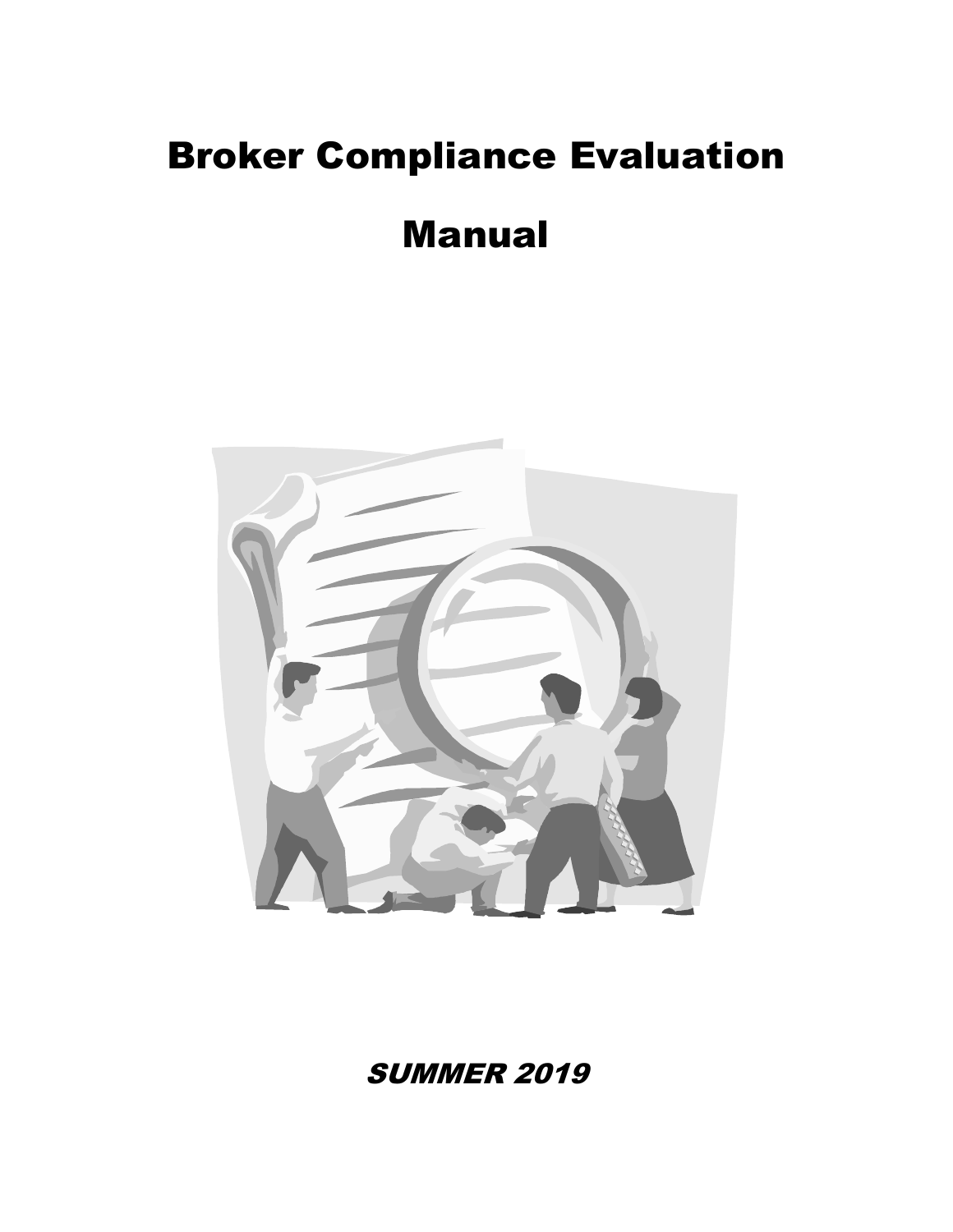# Broker Compliance Evaluation

# Manual

*SUMMER 2019*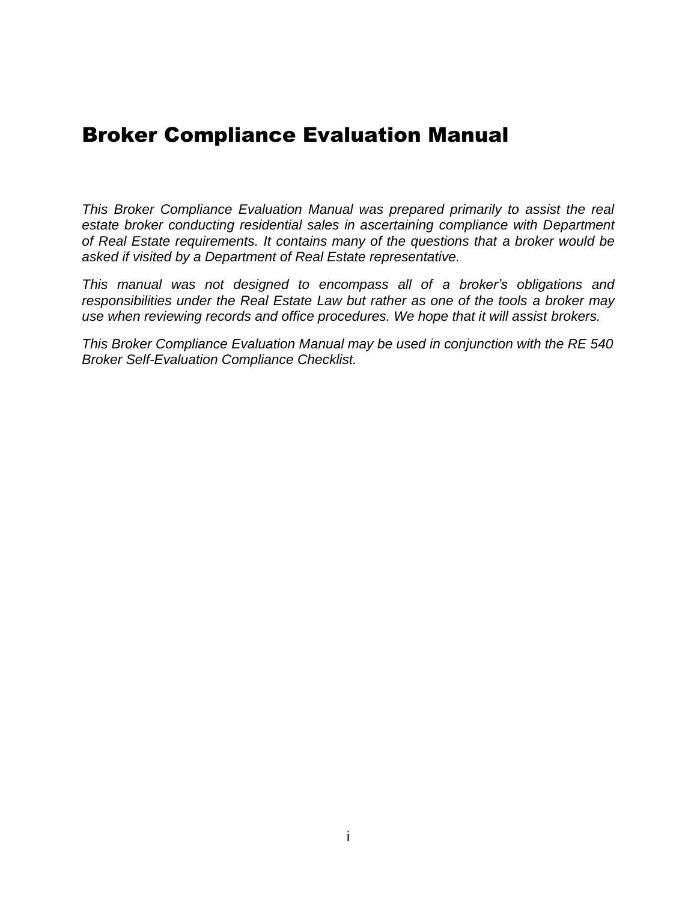# Broker Compliance Evaluation Manual

*This Broker Compliance Evaluation Manual was prepared primarily to assist the real estate broker conducting residential sales in ascertaining compliance with Department of Real Estate requirements. It contains many of the questions that a broker would be asked if visited by a Department of Real Estate representative.*

*This manual was not designed to encompass all of a broker's obligations and responsibilities under the Real Estate Law but rather as one of the tools a broker may use when reviewing records and office procedures. We hope that it will assist brokers.*

*This Broker Compliance Evaluation Manual may be used in conjunction with the RE 540 Broker Self-Evaluation Compliance Checklist.*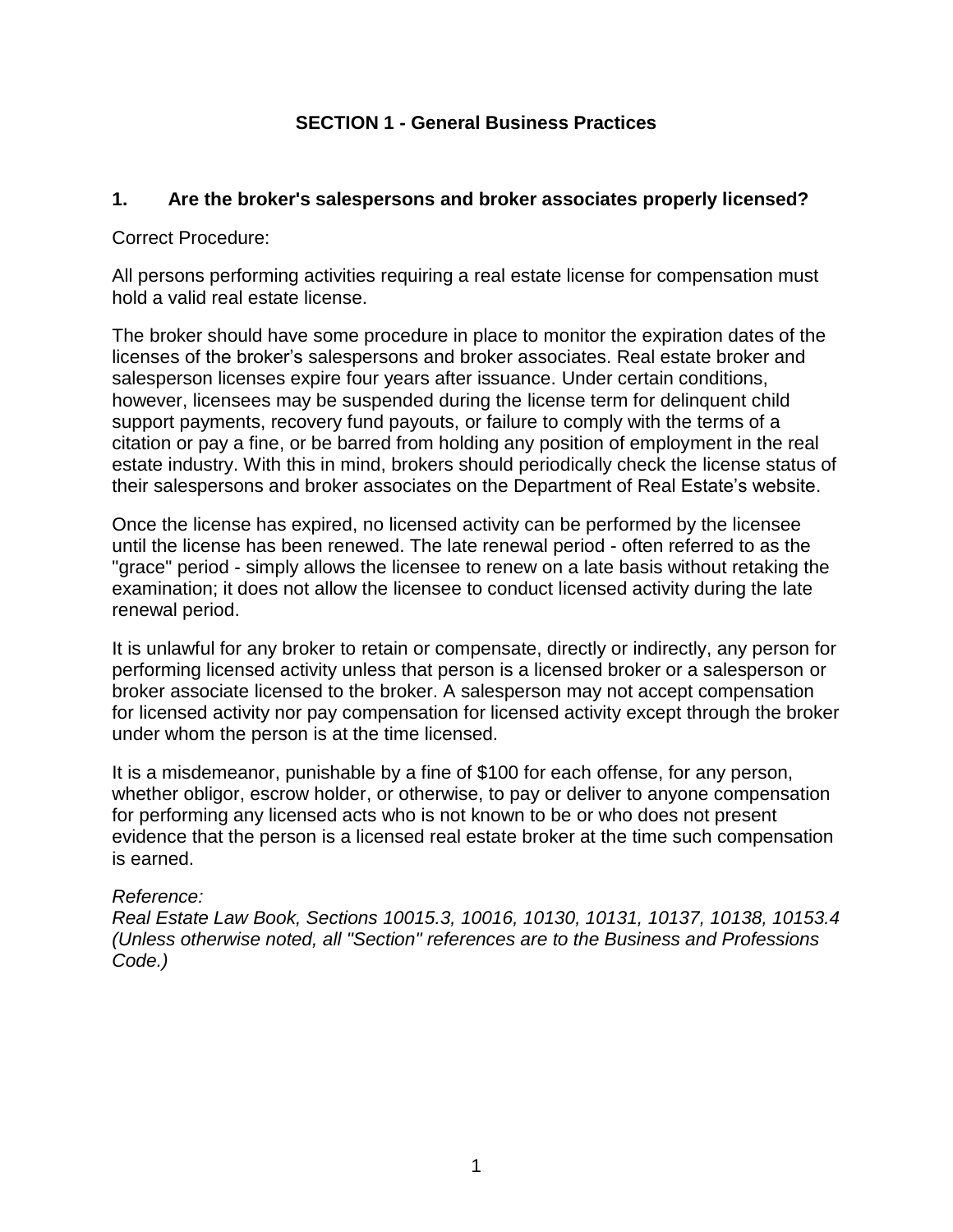## SECTION 1 - General Business Practices

### 1. Are the broker's salespersons and broker associates properly licensed?

Correct Procedure:

All persons performing activities requiring a real estate license for compensation must hold a valid real estate license.

The broker should have some procedure in place to monitor the expiration dates of the licenses of the broker's salespersons and broker associates. Real estate broker and salesperson licenses expire four years after issuance. Under certain conditions, however, licensees may be suspended during the license term for delinquent child support payments, recovery fund payouts, or failure to comply with the terms of a citation or pay a fine, or be barred from holding any position of employment in the real estate industry. With this in mind, brokers should periodically check the license status of their salespersons and broker associates on the Department of Real Estate's website.

Once the license has expired, no licensed activity can be performed by the licensee until the license has been renewed. The late renewal period - often referred to as the "grace" period - simply allows the licensee to renew on a late basis without retaking the examination; it does not allow the licensee to conduct licensed activity during the late renewal period.

It is unlawful for any broker to retain or compensate, directly or indirectly, any person for performing licensed activity unless that person is a licensed broker or a salesperson or broker associate licensed to the broker. A salesperson may not accept compensation for licensed activity nor pay compensation for licensed activity except through the broker under whom the person is at the time licensed.

It is a misdemeanor, punishable by a fine of $100 for each offense, for any person, whether obligor, escrow holder, or otherwise, to pay or deliver to anyone compensation for performing any licensed acts who is not known to be or who does not present evidence that the person is a licensed real estate broker at the time such compensation is earned.

*Reference:*
*Real Estate Law Book, Sections 10015.3, 10016, 10130, 10131, 10137, 10138, 10153.4 (Unless otherwise noted, all "Section" references are to the Business and Professions Code.)*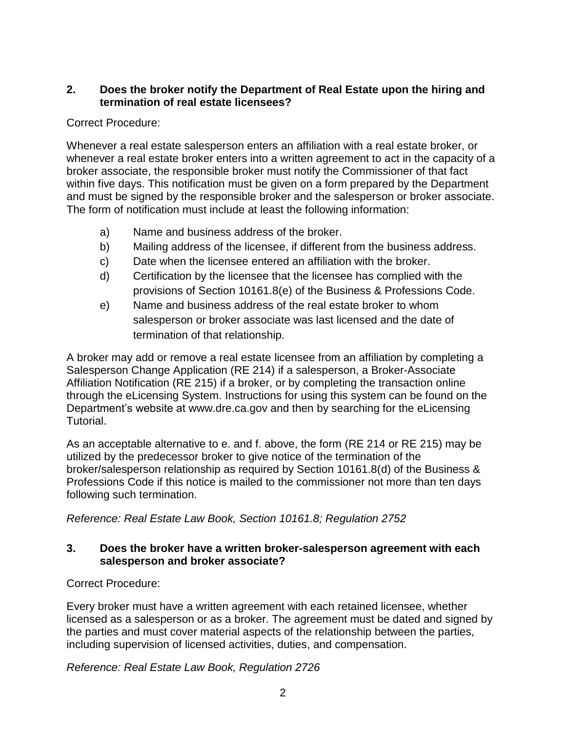**2. Does the broker notify the Department of Real Estate upon the hiring and termination of real estate licensees?**

Correct Procedure:

Whenever a real estate salesperson enters an affiliation with a real estate broker, or whenever a real estate broker enters into a written agreement to act in the capacity of a broker associate, the responsible broker must notify the Commissioner of that fact within five days. This notification must be given on a form prepared by the Department and must be signed by the responsible broker and the salesperson or broker associate. The form of notification must include at least the following information:

- a) Name and business address of the broker.
- b) Mailing address of the licensee, if different from the business address.
- c) Date when the licensee entered an affiliation with the broker.
- d) Certification by the licensee that the licensee has complied with the provisions of Section 10161.8(e) of the Business & Professions Code.
- e) Name and business address of the real estate broker to whom salesperson or broker associate was last licensed and the date of termination of that relationship.

A broker may add or remove a real estate licensee from an affiliation by completing a Salesperson Change Application (RE 214) if a salesperson, a Broker-Associate Affiliation Notification (RE 215) if a broker, or by completing the transaction online through the eLicensing System. Instructions for using this system can be found on the Department's website at www.dre.ca.gov and then by searching for the eLicensing Tutorial.

As an acceptable alternative to e. and f. above, the form (RE 214 or RE 215) may be utilized by the predecessor broker to give notice of the termination of the broker/salesperson relationship as required by Section 10161.8(d) of the Business & Professions Code if this notice is mailed to the commissioner not more than ten days following such termination.

*Reference: Real Estate Law Book, Section 10161.8; Regulation 2752*

**3. Does the broker have a written broker-salesperson agreement with each salesperson and broker associate?**

Correct Procedure:

Every broker must have a written agreement with each retained licensee, whether licensed as a salesperson or as a broker. The agreement must be dated and signed by the parties and must cover material aspects of the relationship between the parties, including supervision of licensed activities, duties, and compensation.

*Reference: Real Estate Law Book, Regulation 2726*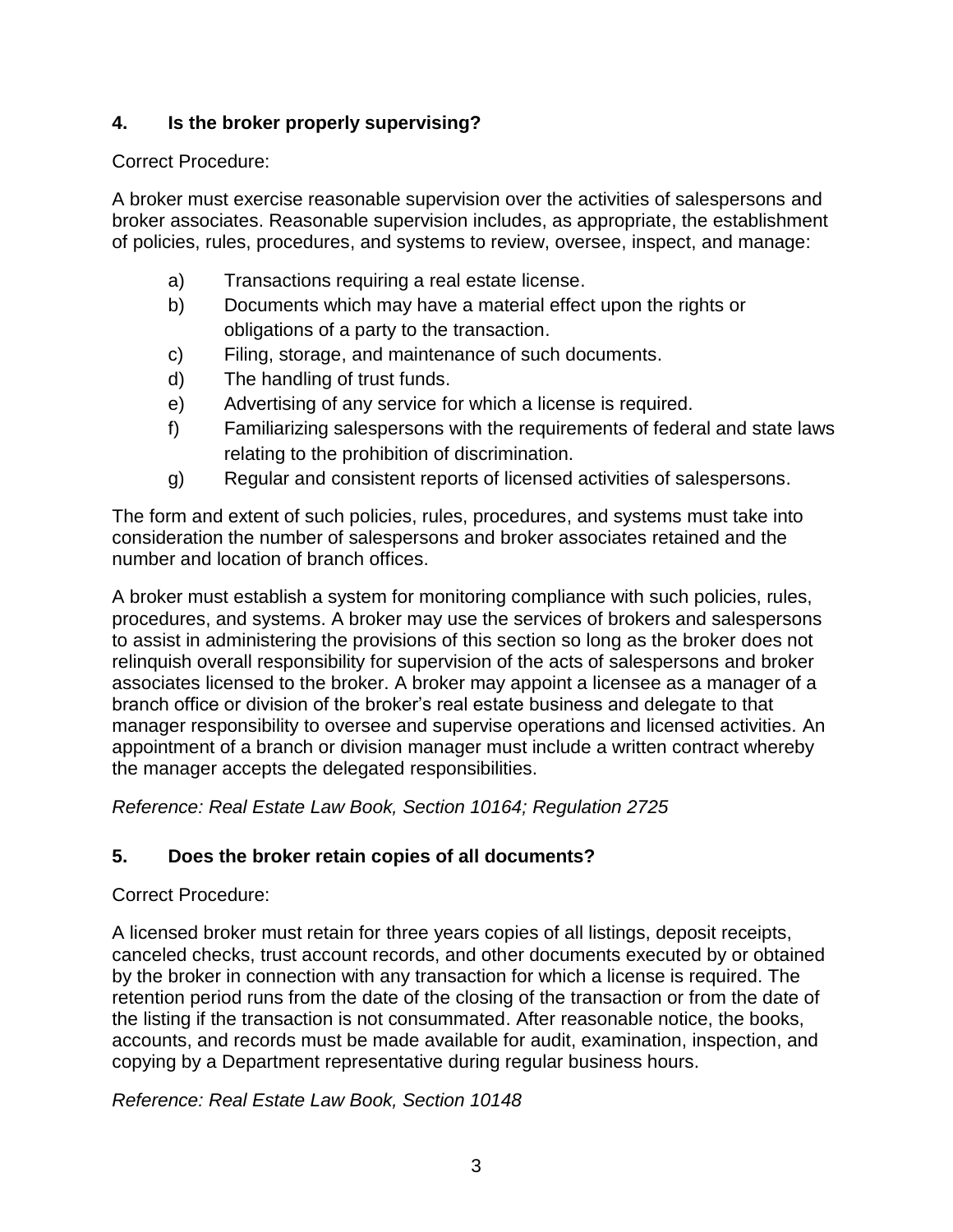### 4. Is the broker properly supervising?

Correct Procedure:

A broker must exercise reasonable supervision over the activities of salespersons and broker associates. Reasonable supervision includes, as appropriate, the establishment of policies, rules, procedures, and systems to review, oversee, inspect, and manage:

a) Transactions requiring a real estate license.
b) Documents which may have a material effect upon the rights or obligations of a party to the transaction.
c) Filing, storage, and maintenance of such documents.
d) The handling of trust funds.
e) Advertising of any service for which a license is required.
f) Familiarizing salespersons with the requirements of federal and state laws relating to the prohibition of discrimination.
g) Regular and consistent reports of licensed activities of salespersons.

The form and extent of such policies, rules, procedures, and systems must take into consideration the number of salespersons and broker associates retained and the number and location of branch offices.

A broker must establish a system for monitoring compliance with such policies, rules, procedures, and systems. A broker may use the services of brokers and salespersons to assist in administering the provisions of this section so long as the broker does not relinquish overall responsibility for supervision of the acts of salespersons and broker associates licensed to the broker. A broker may appoint a licensee as a manager of a branch office or division of the broker's real estate business and delegate to that manager responsibility to oversee and supervise operations and licensed activities. An appointment of a branch or division manager must include a written contract whereby the manager accepts the delegated responsibilities.

*Reference: Real Estate Law Book, Section 10164; Regulation 2725*

### 5. Does the broker retain copies of all documents?

Correct Procedure:

A licensed broker must retain for three years copies of all listings, deposit receipts, canceled checks, trust account records, and other documents executed by or obtained by the broker in connection with any transaction for which a license is required. The retention period runs from the date of the closing of the transaction or from the date of the listing if the transaction is not consummated. After reasonable notice, the books, accounts, and records must be made available for audit, examination, inspection, and copying by a Department representative during regular business hours.

*Reference: Real Estate Law Book, Section 10148*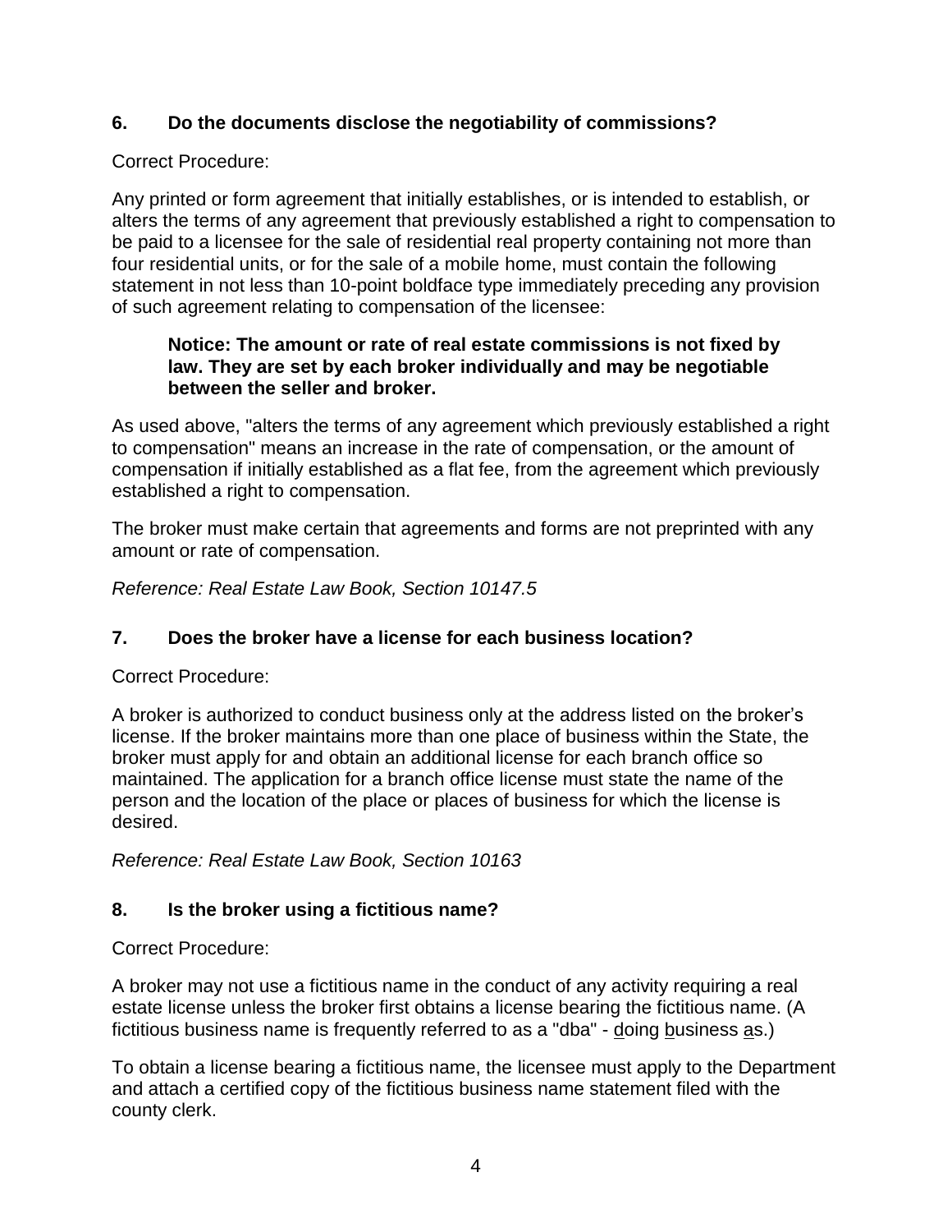### 6. Do the documents disclose the negotiability of commissions?

Correct Procedure:

Any printed or form agreement that initially establishes, or is intended to establish, or alters the terms of any agreement that previously established a right to compensation to be paid to a licensee for the sale of residential real property containing not more than four residential units, or for the sale of a mobile home, must contain the following statement in not less than 10-point boldface type immediately preceding any provision of such agreement relating to compensation of the licensee:

> **Notice: The amount or rate of real estate commissions is not fixed by law. They are set by each broker individually and may be negotiable between the seller and broker.**

As used above, "alters the terms of any agreement which previously established a right to compensation" means an increase in the rate of compensation, or the amount of compensation if initially established as a flat fee, from the agreement which previously established a right to compensation.

The broker must make certain that agreements and forms are not preprinted with any amount or rate of compensation.

*Reference: Real Estate Law Book, Section 10147.5*

### 7. Does the broker have a license for each business location?

Correct Procedure:

A broker is authorized to conduct business only at the address listed on the broker's license. If the broker maintains more than one place of business within the State, the broker must apply for and obtain an additional license for each branch office so maintained. The application for a branch office license must state the name of the person and the location of the place or places of business for which the license is desired.

*Reference: Real Estate Law Book, Section 10163*

### 8. Is the broker using a fictitious name?

Correct Procedure:

A broker may not use a fictitious name in the conduct of any activity requiring a real estate license unless the broker first obtains a license bearing the fictitious name. (A fictitious business name is frequently referred to as a "dba" - doing business as.)

To obtain a license bearing a fictitious name, the licensee must apply to the Department and attach a certified copy of the fictitious business name statement filed with the county clerk.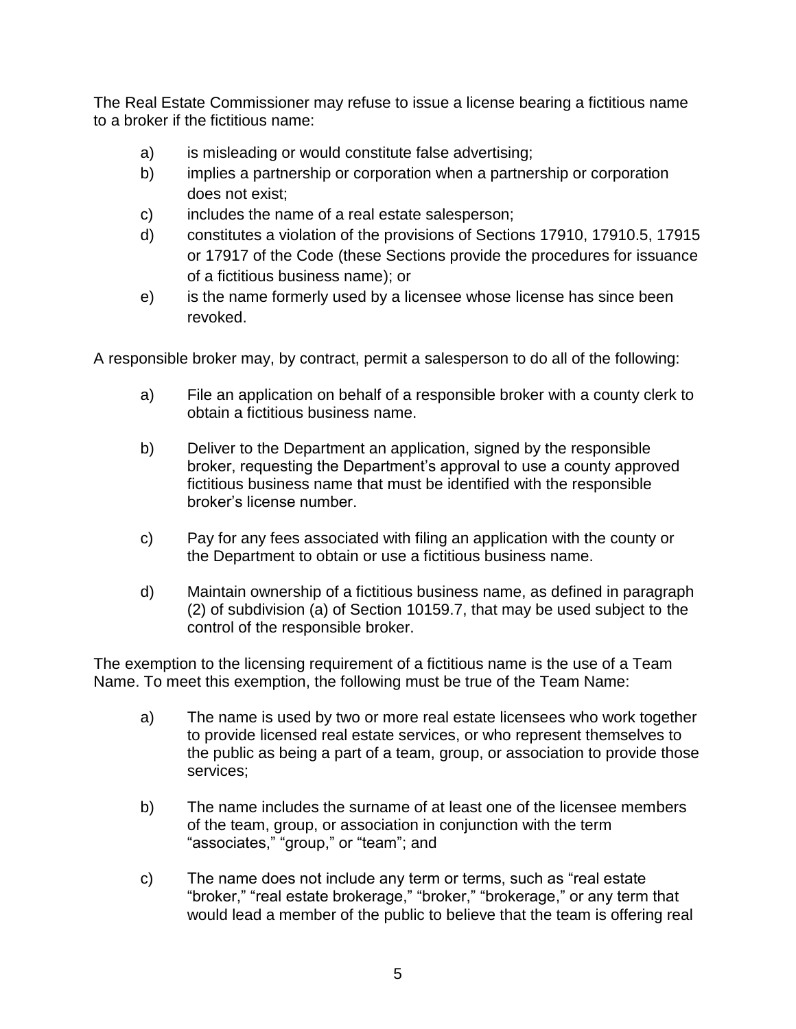The Real Estate Commissioner may refuse to issue a license bearing a fictitious name to a broker if the fictitious name:

a) is misleading or would constitute false advertising;
b) implies a partnership or corporation when a partnership or corporation does not exist;
c) includes the name of a real estate salesperson;
d) constitutes a violation of the provisions of Sections 17910, 17910.5, 17915 or 17917 of the Code (these Sections provide the procedures for issuance of a fictitious business name); or
e) is the name formerly used by a licensee whose license has since been revoked.

A responsible broker may, by contract, permit a salesperson to do all of the following:

a) File an application on behalf of a responsible broker with a county clerk to obtain a fictitious business name.

b) Deliver to the Department an application, signed by the responsible broker, requesting the Department's approval to use a county approved fictitious business name that must be identified with the responsible broker's license number.

c) Pay for any fees associated with filing an application with the county or the Department to obtain or use a fictitious business name.

d) Maintain ownership of a fictitious business name, as defined in paragraph (2) of subdivision (a) of Section 10159.7, that may be used subject to the control of the responsible broker.

The exemption to the licensing requirement of a fictitious name is the use of a Team Name. To meet this exemption, the following must be true of the Team Name:

a) The name is used by two or more real estate licensees who work together to provide licensed real estate services, or who represent themselves to the public as being a part of a team, group, or association to provide those services;

b) The name includes the surname of at least one of the licensee members of the team, group, or association in conjunction with the term "associates," "group," or "team"; and

c) The name does not include any term or terms, such as "real estate "broker," "real estate brokerage," "broker," "brokerage," or any term that would lead a member of the public to believe that the team is offering real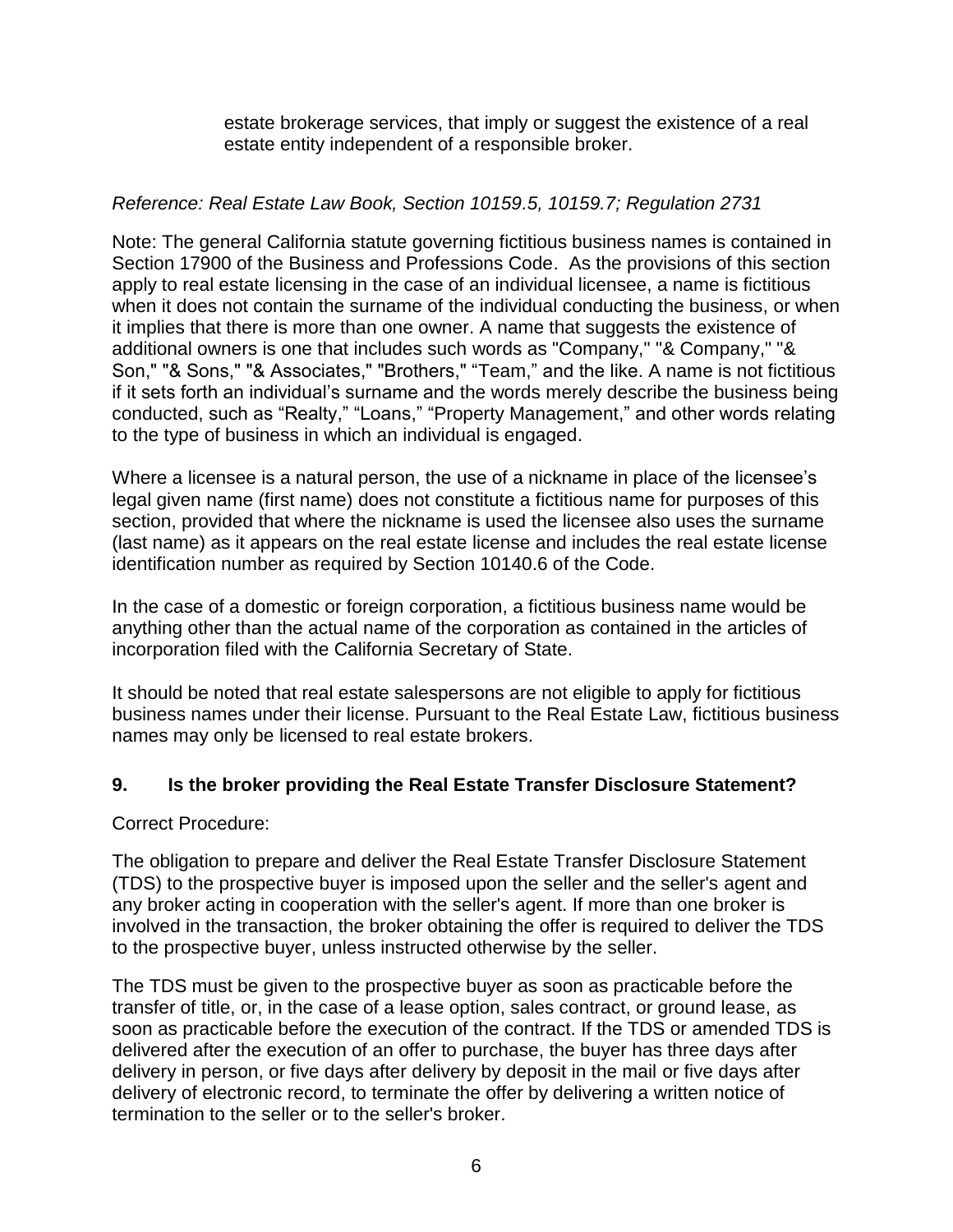estate brokerage services, that imply or suggest the existence of a real estate entity independent of a responsible broker.

*Reference: Real Estate Law Book, Section 10159.5, 10159.7; Regulation 2731*

Note: The general California statute governing fictitious business names is contained in Section 17900 of the Business and Professions Code. As the provisions of this section apply to real estate licensing in the case of an individual licensee, a name is fictitious when it does not contain the surname of the individual conducting the business, or when it implies that there is more than one owner. A name that suggests the existence of additional owners is one that includes such words as "Company," "& Company," "& Son," "& Sons," "& Associates," "Brothers," "Team," and the like. A name is not fictitious if it sets forth an individual's surname and the words merely describe the business being conducted, such as "Realty," "Loans," "Property Management," and other words relating to the type of business in which an individual is engaged.

Where a licensee is a natural person, the use of a nickname in place of the licensee's legal given name (first name) does not constitute a fictitious name for purposes of this section, provided that where the nickname is used the licensee also uses the surname (last name) as it appears on the real estate license and includes the real estate license identification number as required by Section 10140.6 of the Code.

In the case of a domestic or foreign corporation, a fictitious business name would be anything other than the actual name of the corporation as contained in the articles of incorporation filed with the California Secretary of State.

It should be noted that real estate salespersons are not eligible to apply for fictitious business names under their license. Pursuant to the Real Estate Law, fictitious business names may only be licensed to real estate brokers.

## 9. Is the broker providing the Real Estate Transfer Disclosure Statement?

Correct Procedure:

The obligation to prepare and deliver the Real Estate Transfer Disclosure Statement (TDS) to the prospective buyer is imposed upon the seller and the seller's agent and any broker acting in cooperation with the seller's agent. If more than one broker is involved in the transaction, the broker obtaining the offer is required to deliver the TDS to the prospective buyer, unless instructed otherwise by the seller.

The TDS must be given to the prospective buyer as soon as practicable before the transfer of title, or, in the case of a lease option, sales contract, or ground lease, as soon as practicable before the execution of the contract. If the TDS or amended TDS is delivered after the execution of an offer to purchase, the buyer has three days after delivery in person, or five days after delivery by deposit in the mail or five days after delivery of electronic record, to terminate the offer by delivering a written notice of termination to the seller or to the seller's broker.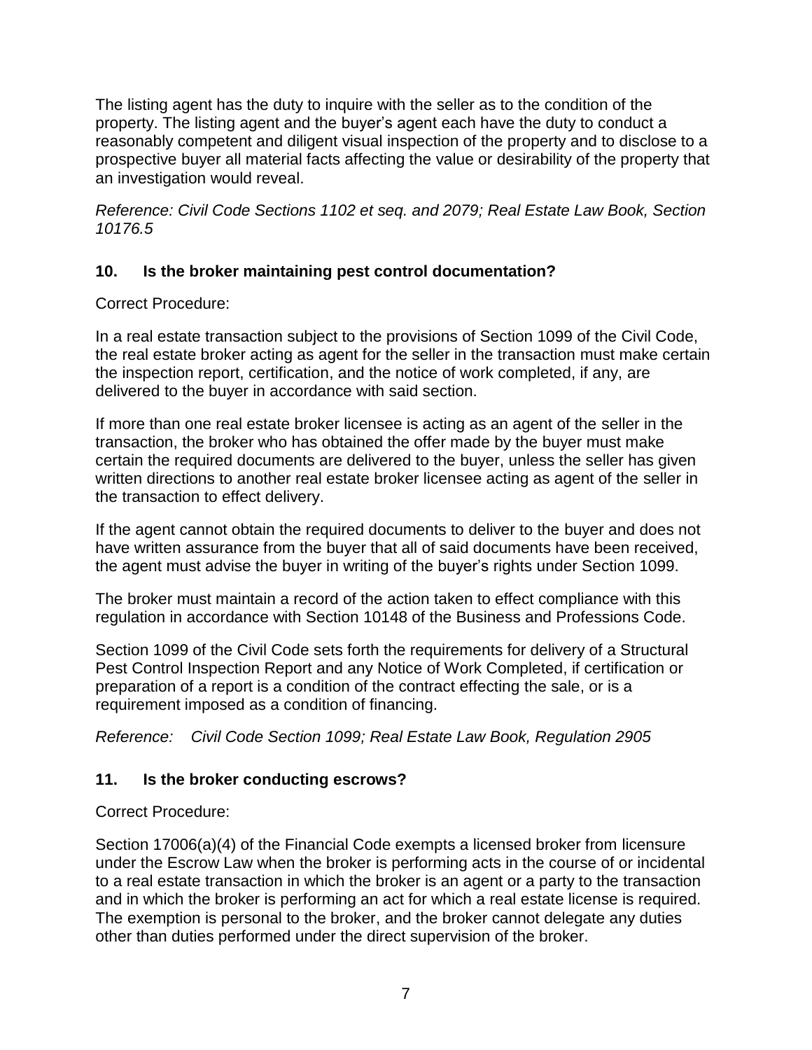The listing agent has the duty to inquire with the seller as to the condition of the property. The listing agent and the buyer's agent each have the duty to conduct a reasonably competent and diligent visual inspection of the property and to disclose to a prospective buyer all material facts affecting the value or desirability of the property that an investigation would reveal.

*Reference: Civil Code Sections 1102 et seq. and 2079; Real Estate Law Book, Section 10176.5*

### 10. Is the broker maintaining pest control documentation?

Correct Procedure:

In a real estate transaction subject to the provisions of Section 1099 of the Civil Code, the real estate broker acting as agent for the seller in the transaction must make certain the inspection report, certification, and the notice of work completed, if any, are delivered to the buyer in accordance with said section.

If more than one real estate broker licensee is acting as an agent of the seller in the transaction, the broker who has obtained the offer made by the buyer must make certain the required documents are delivered to the buyer, unless the seller has given written directions to another real estate broker licensee acting as agent of the seller in the transaction to effect delivery.

If the agent cannot obtain the required documents to deliver to the buyer and does not have written assurance from the buyer that all of said documents have been received, the agent must advise the buyer in writing of the buyer's rights under Section 1099.

The broker must maintain a record of the action taken to effect compliance with this regulation in accordance with Section 10148 of the Business and Professions Code.

Section 1099 of the Civil Code sets forth the requirements for delivery of a Structural Pest Control Inspection Report and any Notice of Work Completed, if certification or preparation of a report is a condition of the contract effecting the sale, or is a requirement imposed as a condition of financing.

*Reference: Civil Code Section 1099; Real Estate Law Book, Regulation 2905*

### 11. Is the broker conducting escrows?

Correct Procedure:

Section 17006(a)(4) of the Financial Code exempts a licensed broker from licensure under the Escrow Law when the broker is performing acts in the course of or incidental to a real estate transaction in which the broker is an agent or a party to the transaction and in which the broker is performing an act for which a real estate license is required. The exemption is personal to the broker, and the broker cannot delegate any duties other than duties performed under the direct supervision of the broker.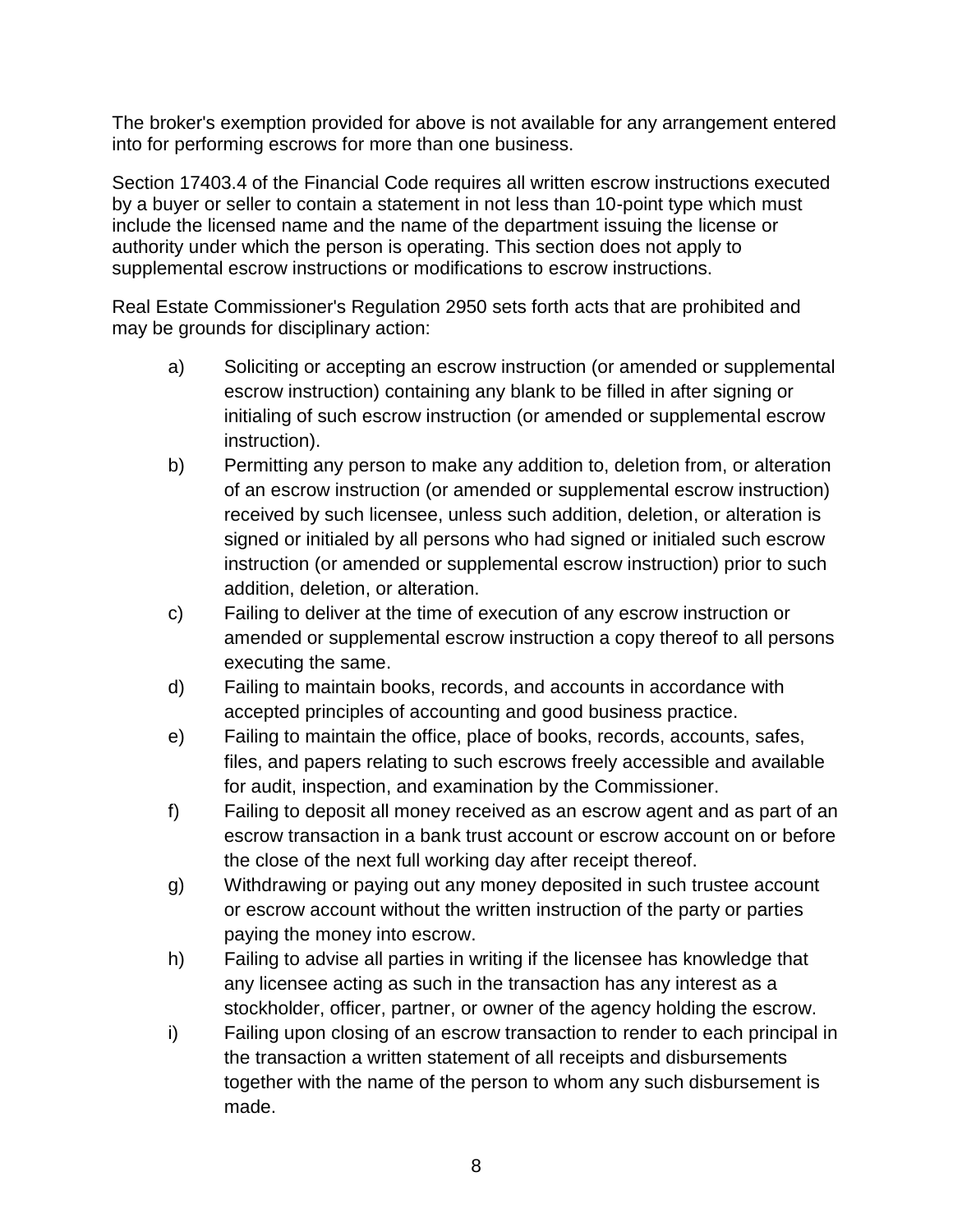The broker's exemption provided for above is not available for any arrangement entered into for performing escrows for more than one business.

Section 17403.4 of the Financial Code requires all written escrow instructions executed by a buyer or seller to contain a statement in not less than 10-point type which must include the licensed name and the name of the department issuing the license or authority under which the person is operating. This section does not apply to supplemental escrow instructions or modifications to escrow instructions.

Real Estate Commissioner's Regulation 2950 sets forth acts that are prohibited and may be grounds for disciplinary action:

a) Soliciting or accepting an escrow instruction (or amended or supplemental escrow instruction) containing any blank to be filled in after signing or initialing of such escrow instruction (or amended or supplemental escrow instruction).

b) Permitting any person to make any addition to, deletion from, or alteration of an escrow instruction (or amended or supplemental escrow instruction) received by such licensee, unless such addition, deletion, or alteration is signed or initialed by all persons who had signed or initialed such escrow instruction (or amended or supplemental escrow instruction) prior to such addition, deletion, or alteration.

c) Failing to deliver at the time of execution of any escrow instruction or amended or supplemental escrow instruction a copy thereof to all persons executing the same.

d) Failing to maintain books, records, and accounts in accordance with accepted principles of accounting and good business practice.

e) Failing to maintain the office, place of books, records, accounts, safes, files, and papers relating to such escrows freely accessible and available for audit, inspection, and examination by the Commissioner.

f) Failing to deposit all money received as an escrow agent and as part of an escrow transaction in a bank trust account or escrow account on or before the close of the next full working day after receipt thereof.

g) Withdrawing or paying out any money deposited in such trustee account or escrow account without the written instruction of the party or parties paying the money into escrow.

h) Failing to advise all parties in writing if the licensee has knowledge that any licensee acting as such in the transaction has any interest as a stockholder, officer, partner, or owner of the agency holding the escrow.

i) Failing upon closing of an escrow transaction to render to each principal in the transaction a written statement of all receipts and disbursements together with the name of the person to whom any such disbursement is made.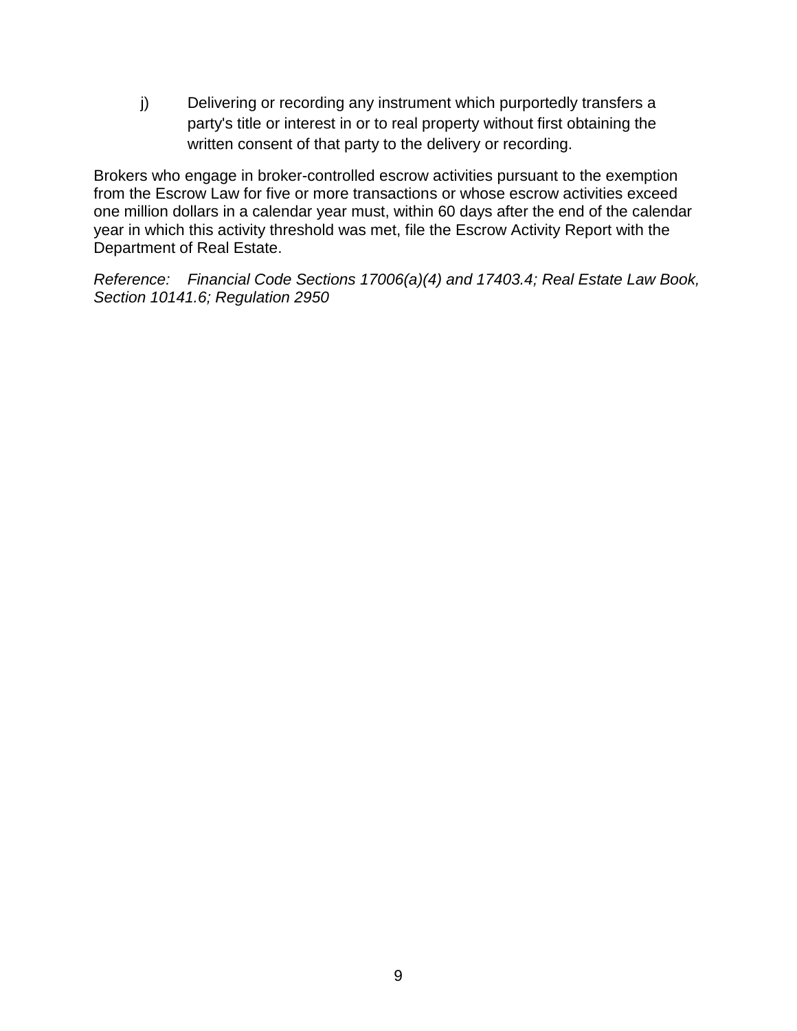j) Delivering or recording any instrument which purportedly transfers a party's title or interest in or to real property without first obtaining the written consent of that party to the delivery or recording.

Brokers who engage in broker-controlled escrow activities pursuant to the exemption from the Escrow Law for five or more transactions or whose escrow activities exceed one million dollars in a calendar year must, within 60 days after the end of the calendar year in which this activity threshold was met, file the Escrow Activity Report with the Department of Real Estate.

*Reference: Financial Code Sections 17006(a)(4) and 17403.4; Real Estate Law Book, Section 10141.6; Regulation 2950*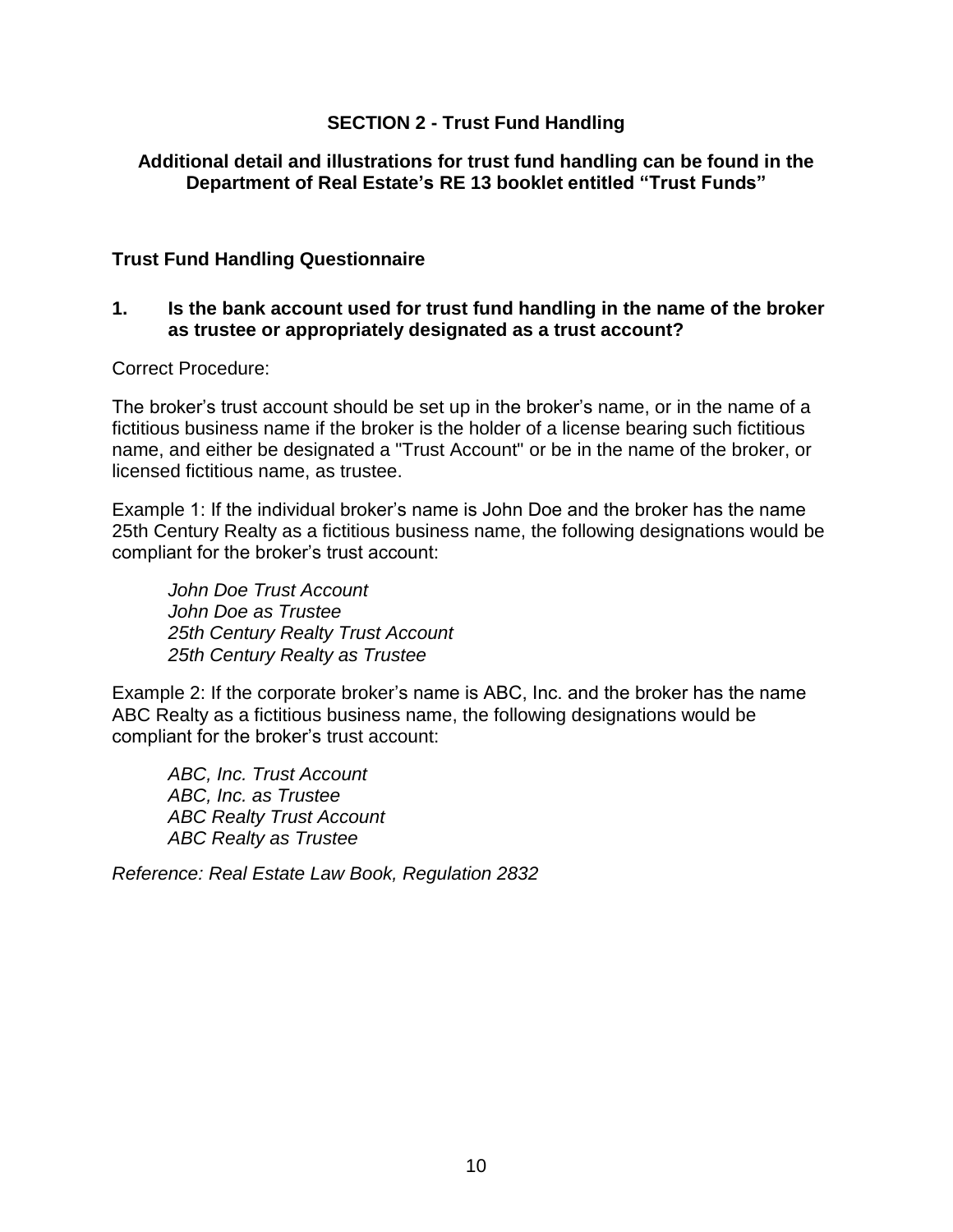## SECTION 2 - Trust Fund Handling

**Additional detail and illustrations for trust fund handling can be found in the Department of Real Estate's RE 13 booklet entitled "Trust Funds"**

### Trust Fund Handling Questionnaire

**1. Is the bank account used for trust fund handling in the name of the broker as trustee or appropriately designated as a trust account?**

Correct Procedure:

The broker's trust account should be set up in the broker's name, or in the name of a fictitious business name if the broker is the holder of a license bearing such fictitious name, and either be designated a "Trust Account" or be in the name of the broker, or licensed fictitious name, as trustee.

Example 1: If the individual broker's name is John Doe and the broker has the name 25th Century Realty as a fictitious business name, the following designations would be compliant for the broker's trust account:

*John Doe Trust Account*
*John Doe as Trustee*
*25th Century Realty Trust Account*
*25th Century Realty as Trustee*

Example 2: If the corporate broker's name is ABC, Inc. and the broker has the name ABC Realty as a fictitious business name, the following designations would be compliant for the broker's trust account:

*ABC, Inc. Trust Account*
*ABC, Inc. as Trustee*
*ABC Realty Trust Account*
*ABC Realty as Trustee*

*Reference: Real Estate Law Book, Regulation 2832*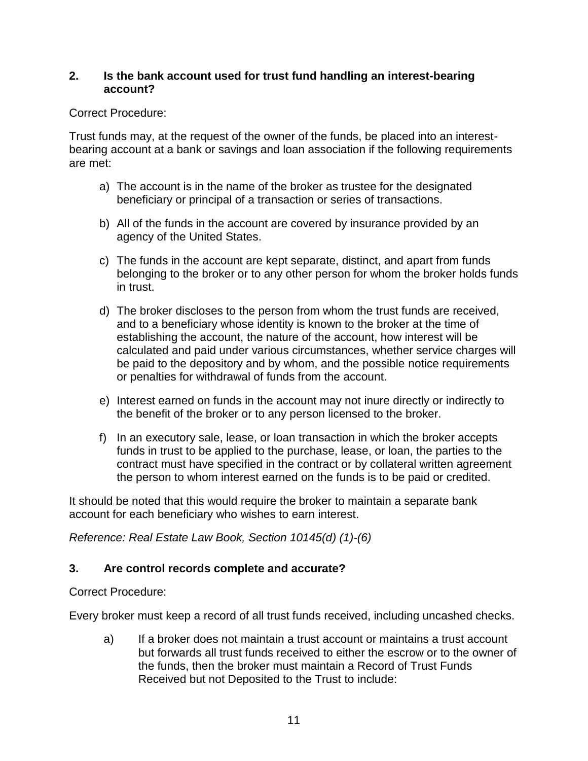### 2. Is the bank account used for trust fund handling an interest-bearing account?

Correct Procedure:

Trust funds may, at the request of the owner of the funds, be placed into an interest-bearing account at a bank or savings and loan association if the following requirements are met:

a) The account is in the name of the broker as trustee for the designated beneficiary or principal of a transaction or series of transactions.

b) All of the funds in the account are covered by insurance provided by an agency of the United States.

c) The funds in the account are kept separate, distinct, and apart from funds belonging to the broker or to any other person for whom the broker holds funds in trust.

d) The broker discloses to the person from whom the trust funds are received, and to a beneficiary whose identity is known to the broker at the time of establishing the account, the nature of the account, how interest will be calculated and paid under various circumstances, whether service charges will be paid to the depository and by whom, and the possible notice requirements or penalties for withdrawal of funds from the account.

e) Interest earned on funds in the account may not inure directly or indirectly to the benefit of the broker or to any person licensed to the broker.

f) In an executory sale, lease, or loan transaction in which the broker accepts funds in trust to be applied to the purchase, lease, or loan, the parties to the contract must have specified in the contract or by collateral written agreement the person to whom interest earned on the funds is to be paid or credited.

It should be noted that this would require the broker to maintain a separate bank account for each beneficiary who wishes to earn interest.

*Reference: Real Estate Law Book, Section 10145(d) (1)-(6)*

### 3. Are control records complete and accurate?

Correct Procedure:

Every broker must keep a record of all trust funds received, including uncashed checks.

a) If a broker does not maintain a trust account or maintains a trust account but forwards all trust funds received to either the escrow or to the owner of the funds, then the broker must maintain a Record of Trust Funds Received but not Deposited to the Trust to include: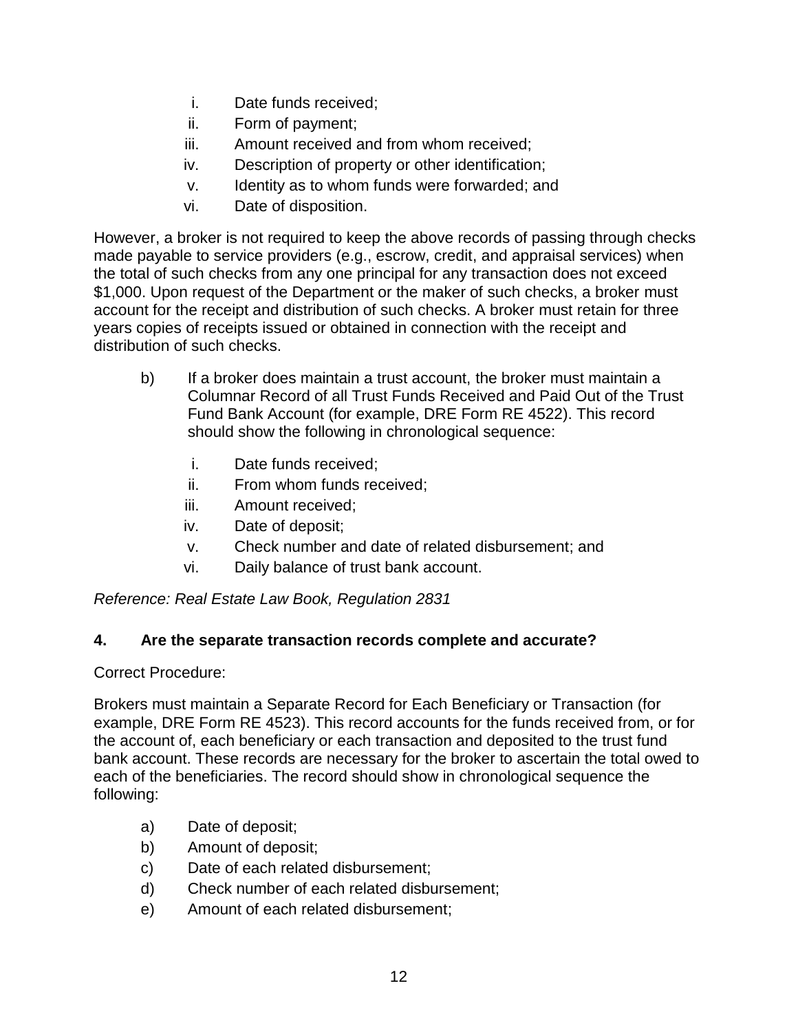i. Date funds received;
ii. Form of payment;
iii. Amount received and from whom received;
iv. Description of property or other identification;
v. Identity as to whom funds were forwarded; and
vi. Date of disposition.

However, a broker is not required to keep the above records of passing through checks made payable to service providers (e.g., escrow, credit, and appraisal services) when the total of such checks from any one principal for any transaction does not exceed $1,000. Upon request of the Department or the maker of such checks, a broker must account for the receipt and distribution of such checks. A broker must retain for three years copies of receipts issued or obtained in connection with the receipt and distribution of such checks.

b) If a broker does maintain a trust account, the broker must maintain a Columnar Record of all Trust Funds Received and Paid Out of the Trust Fund Bank Account (for example, DRE Form RE 4522). This record should show the following in chronological sequence:

   i. Date funds received;
   ii. From whom funds received;
   iii. Amount received;
   iv. Date of deposit;
   v. Check number and date of related disbursement; and
   vi. Daily balance of trust bank account.

*Reference: Real Estate Law Book, Regulation 2831*

### 4. Are the separate transaction records complete and accurate?

Correct Procedure:

Brokers must maintain a Separate Record for Each Beneficiary or Transaction (for example, DRE Form RE 4523). This record accounts for the funds received from, or for the account of, each beneficiary or each transaction and deposited to the trust fund bank account. These records are necessary for the broker to ascertain the total owed to each of the beneficiaries. The record should show in chronological sequence the following:

a) Date of deposit;
b) Amount of deposit;
c) Date of each related disbursement;
d) Check number of each related disbursement;
e) Amount of each related disbursement;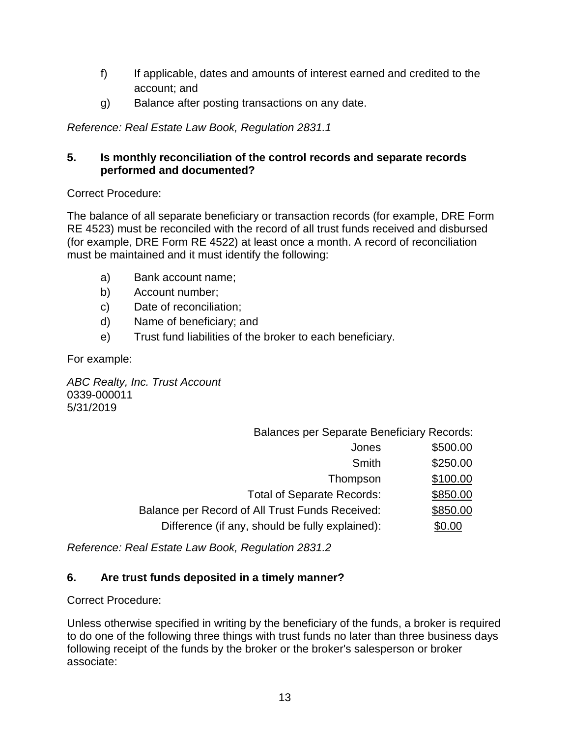f) If applicable, dates and amounts of interest earned and credited to the account; and

g) Balance after posting transactions on any date.

*Reference: Real Estate Law Book, Regulation 2831.1*

**5. Is monthly reconciliation of the control records and separate records performed and documented?**

Correct Procedure:

The balance of all separate beneficiary or transaction records (for example, DRE Form RE 4523) must be reconciled with the record of all trust funds received and disbursed (for example, DRE Form RE 4522) at least once a month. A record of reconciliation must be maintained and it must identify the following:

a) Bank account name;

b) Account number;

c) Date of reconciliation;

d) Name of beneficiary; and

e) Trust fund liabilities of the broker to each beneficiary.

For example:

*ABC Realty, Inc. Trust Account*
0339-000011
5/31/2019

| Balances per Separate Beneficiary Records: | |
|---:|---:|
| Jones | \$500.00 |
| Smith | \$250.00 |
| Thompson | \$100.00 |
| Total of Separate Records: | \$850.00 |
| Balance per Record of All Trust Funds Received: | \$850.00 |
| Difference (if any, should be fully explained): | \$0.00 |

*Reference: Real Estate Law Book, Regulation 2831.2*

**6. Are trust funds deposited in a timely manner?**

Correct Procedure:

Unless otherwise specified in writing by the beneficiary of the funds, a broker is required to do one of the following three things with trust funds no later than three business days following receipt of the funds by the broker or the broker's salesperson or broker associate: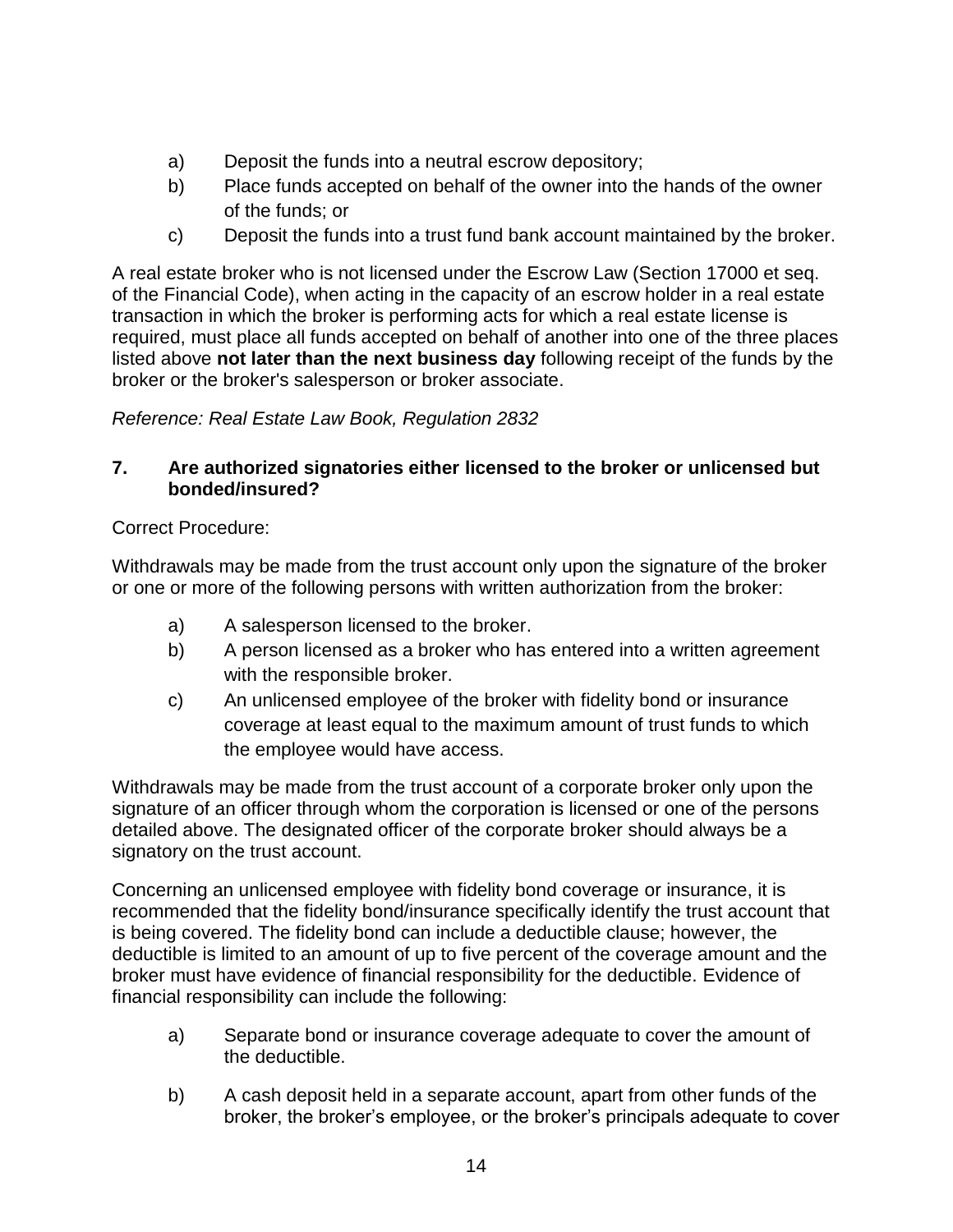a) Deposit the funds into a neutral escrow depository;
b) Place funds accepted on behalf of the owner into the hands of the owner of the funds; or
c) Deposit the funds into a trust fund bank account maintained by the broker.

A real estate broker who is not licensed under the Escrow Law (Section 17000 et seq. of the Financial Code), when acting in the capacity of an escrow holder in a real estate transaction in which the broker is performing acts for which a real estate license is required, must place all funds accepted on behalf of another into one of the three places listed above **not later than the next business day** following receipt of the funds by the broker or the broker's salesperson or broker associate.

*Reference: Real Estate Law Book, Regulation 2832*

### 7. Are authorized signatories either licensed to the broker or unlicensed but bonded/insured?

Correct Procedure:

Withdrawals may be made from the trust account only upon the signature of the broker or one or more of the following persons with written authorization from the broker:

a) A salesperson licensed to the broker.
b) A person licensed as a broker who has entered into a written agreement with the responsible broker.
c) An unlicensed employee of the broker with fidelity bond or insurance coverage at least equal to the maximum amount of trust funds to which the employee would have access.

Withdrawals may be made from the trust account of a corporate broker only upon the signature of an officer through whom the corporation is licensed or one of the persons detailed above. The designated officer of the corporate broker should always be a signatory on the trust account.

Concerning an unlicensed employee with fidelity bond coverage or insurance, it is recommended that the fidelity bond/insurance specifically identify the trust account that is being covered. The fidelity bond can include a deductible clause; however, the deductible is limited to an amount of up to five percent of the coverage amount and the broker must have evidence of financial responsibility for the deductible. Evidence of financial responsibility can include the following:

a) Separate bond or insurance coverage adequate to cover the amount of the deductible.

b) A cash deposit held in a separate account, apart from other funds of the broker, the broker's employee, or the broker's principals adequate to cover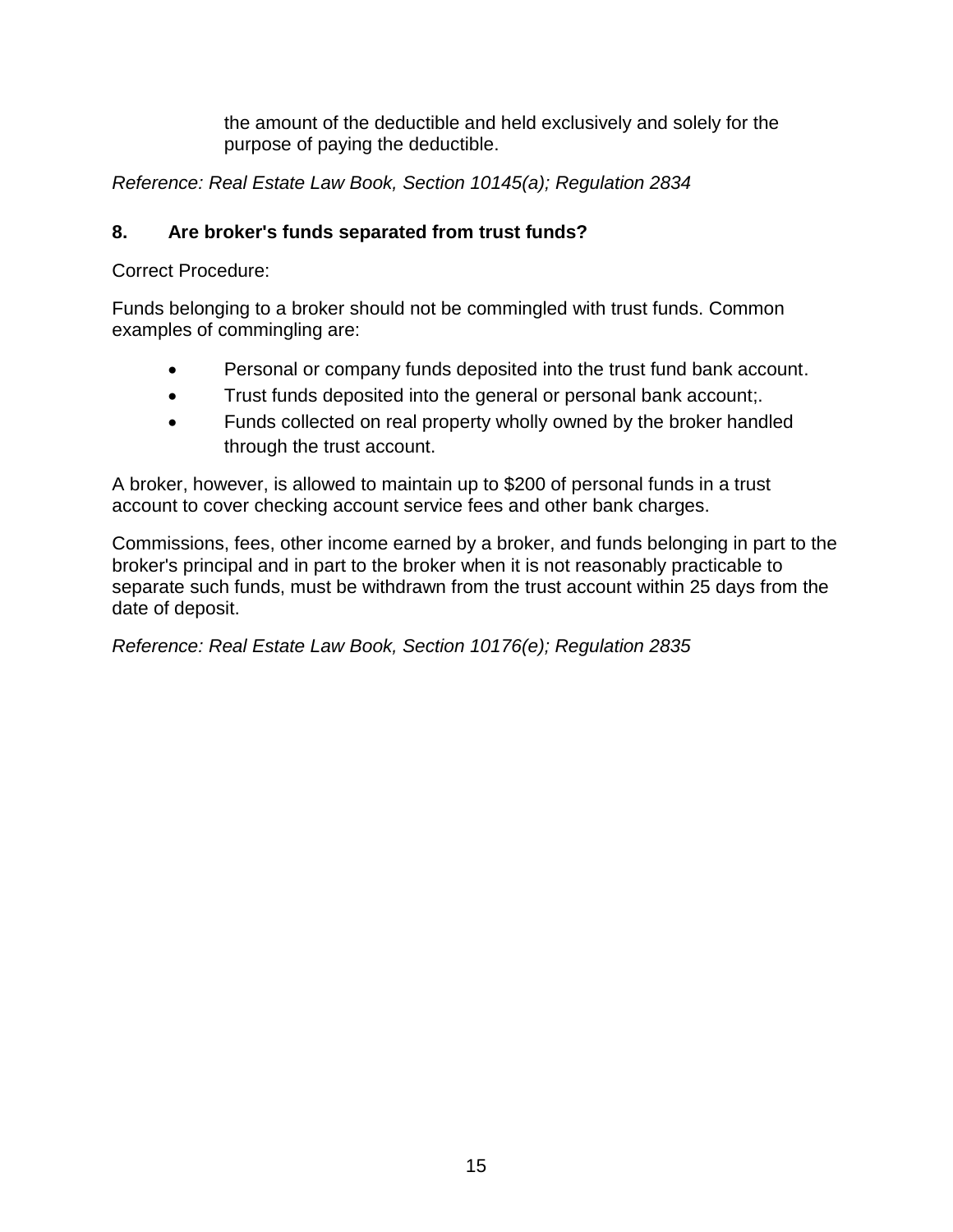the amount of the deductible and held exclusively and solely for the purpose of paying the deductible.

*Reference: Real Estate Law Book, Section 10145(a); Regulation 2834*

**8. Are broker's funds separated from trust funds?**

Correct Procedure:

Funds belonging to a broker should not be commingled with trust funds. Common examples of commingling are:

- Personal or company funds deposited into the trust fund bank account.
- Trust funds deposited into the general or personal bank account;.
- Funds collected on real property wholly owned by the broker handled through the trust account.

A broker, however, is allowed to maintain up to $200 of personal funds in a trust account to cover checking account service fees and other bank charges.

Commissions, fees, other income earned by a broker, and funds belonging in part to the broker's principal and in part to the broker when it is not reasonably practicable to separate such funds, must be withdrawn from the trust account within 25 days from the date of deposit.

*Reference: Real Estate Law Book, Section 10176(e); Regulation 2835*